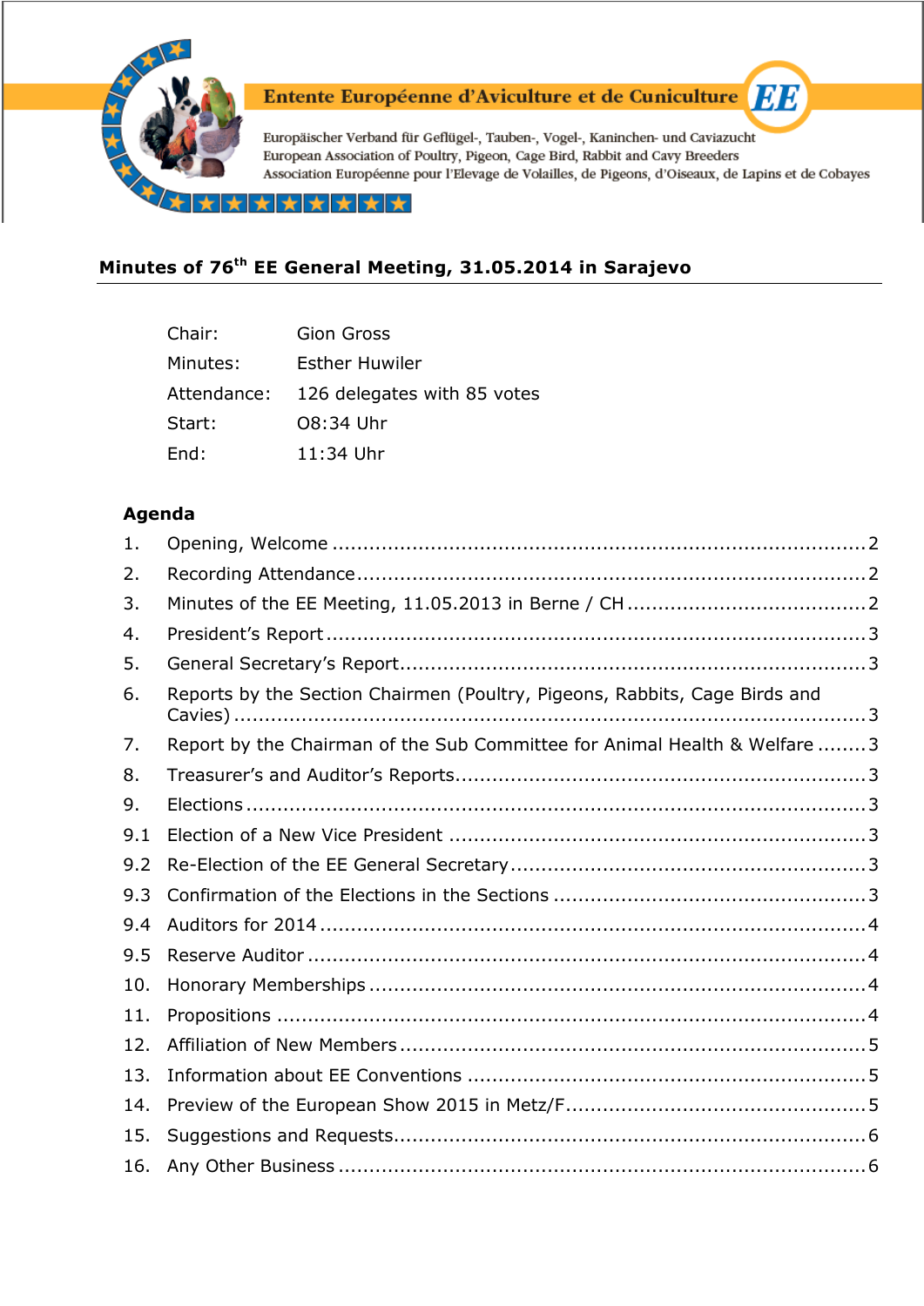**Entente Européenne d'Aviculture et de Cuniculture** **EE**

Europäischer Verband für Geflügel-, Tauben-, Vogel-, Kaninchen- und Caviazucht
European Association of Poultry, Pigeon, Cage Bird, Rabbit and Cavy Breeders
Association Européenne pour l'Elevage de Volailles, de Pigeons, d'Oiseaux, de Lapins et de Cobayes

## Minutes of 76th EE General Meeting, 31.05.2014 in Sarajevo

| | |
|---|---|
| Chair: | Gion Gross |
| Minutes: | Esther Huwiler |
| Attendance: | 126 delegates with 85 votes |
| Start: | 08:34 Uhr |
| End: | 11:34 Uhr |

### Agenda

1. Opening, Welcome .......... 2
2. Recording Attendance .......... 2
3. Minutes of the EE Meeting, 11.05.2013 in Berne / CH .......... 2
4. President's Report .......... 3
5. General Secretary's Report .......... 3
6. Reports by the Section Chairmen (Poultry, Pigeons, Rabbits, Cage Birds and Cavies) .......... 3
7. Report by the Chairman of the Sub Committee for Animal Health & Welfare .......... 3
8. Treasurer's and Auditor's Reports .......... 3
9. Elections .......... 3

   9.1 Election of a New Vice President .......... 3

   9.2 Re-Election of the EE General Secretary .......... 3

   9.3 Confirmation of the Elections in the Sections .......... 3

   9.4 Auditors for 2014 .......... 4

   9.5 Reserve Auditor .......... 4
10. Honorary Memberships .......... 4
11. Propositions .......... 4
12. Affiliation of New Members .......... 5
13. Information about EE Conventions .......... 5
14. Preview of the European Show 2015 in Metz/F .......... 5
15. Suggestions and Requests .......... 6
16. Any Other Business .......... 6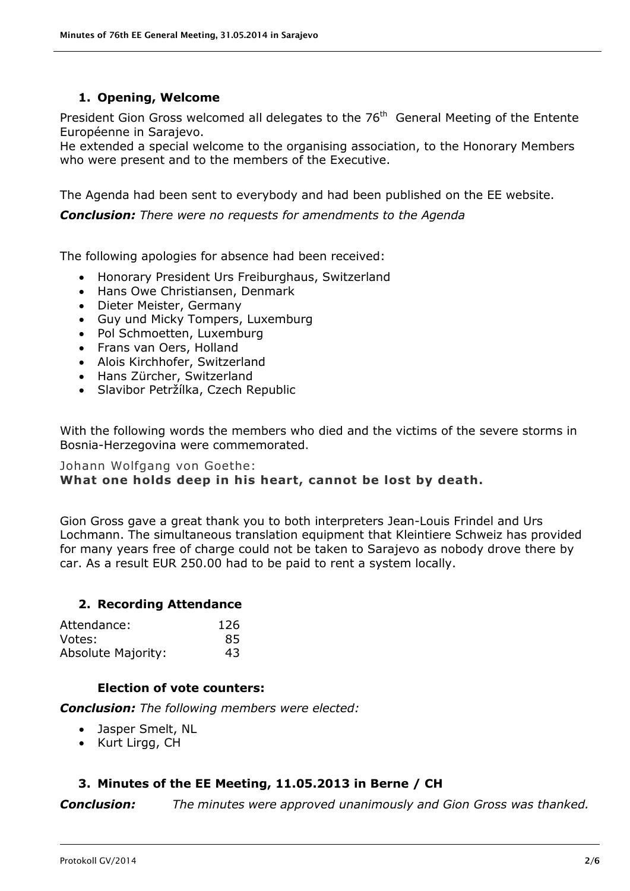## 1. Opening, Welcome

President Gion Gross welcomed all delegates to the 76th General Meeting of the Entente Européenne in Sarajevo.
He extended a special welcome to the organising association, to the Honorary Members who were present and to the members of the Executive.

The Agenda had been sent to everybody and had been published on the EE website.

***Conclusion:*** *There were no requests for amendments to the Agenda*

The following apologies for absence had been received:

- Honorary President Urs Freiburghaus, Switzerland
- Hans Owe Christiansen, Denmark
- Dieter Meister, Germany
- Guy und Micky Tompers, Luxemburg
- Pol Schmoetten, Luxemburg
- Frans van Oers, Holland
- Alois Kirchhofer, Switzerland
- Hans Zürcher, Switzerland
- Slavibor Petržílka, Czech Republic

With the following words the members who died and the victims of the severe storms in Bosnia-Herzegovina were commemorated.

Johann Wolfgang von Goethe:
**What one holds deep in his heart, cannot be lost by death.**

Gion Gross gave a great thank you to both interpreters Jean-Louis Frindel and Urs Lochmann. The simultaneous translation equipment that Kleintiere Schweiz has provided for many years free of charge could not be taken to Sarajevo as nobody drove there by car. As a result EUR 250.00 had to be paid to rent a system locally.

## 2. Recording Attendance

| | |
|---|---|
| Attendance: | 126 |
| Votes: | 85 |
| Absolute Majority: | 43 |

### Election of vote counters:

***Conclusion:*** *The following members were elected:*

- Jasper Smelt, NL
- Kurt Lirgg, CH

## 3. Minutes of the EE Meeting, 11.05.2013 in Berne / CH

***Conclusion:*** *The minutes were approved unanimously and Gion Gross was thanked.*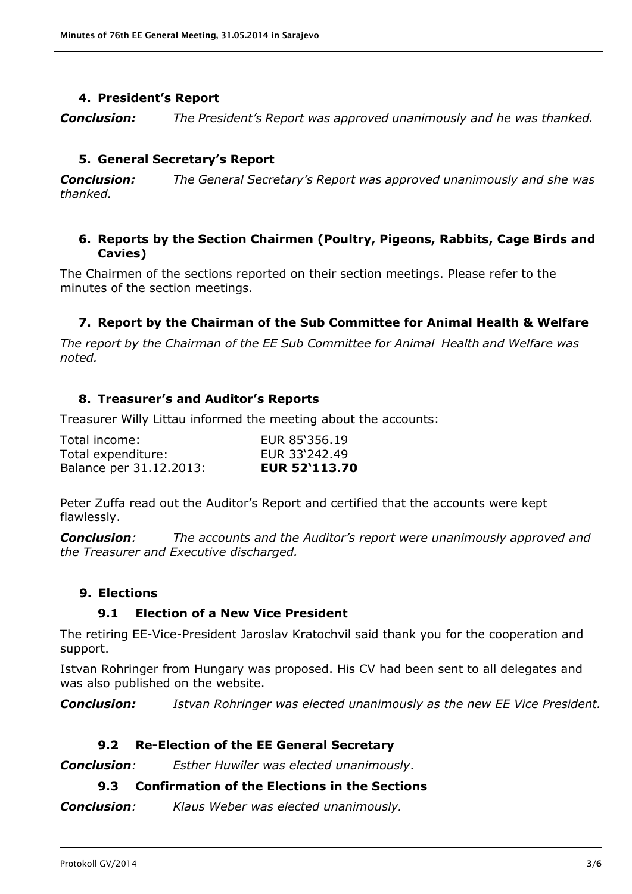## 4. President's Report

***Conclusion:*** *The President's Report was approved unanimously and he was thanked.*

## 5. General Secretary's Report

***Conclusion:*** *The General Secretary's Report was approved unanimously and she was thanked.*

## 6. Reports by the Section Chairmen (Poultry, Pigeons, Rabbits, Cage Birds and Cavies)

The Chairmen of the sections reported on their section meetings. Please refer to the minutes of the section meetings.

## 7. Report by the Chairman of the Sub Committee for Animal Health & Welfare

*The report by the Chairman of the EE Sub Committee for Animal Health and Welfare was noted.*

## 8. Treasurer's and Auditor's Reports

Treasurer Willy Littau informed the meeting about the accounts:

| | |
|---|---|
| Total income: | EUR 85'356.19 |
| Total expenditure: | EUR 33'242.49 |
| Balance per 31.12.2013: | **EUR 52'113.70** |

Peter Zuffa read out the Auditor's Report and certified that the accounts were kept flawlessly.

***Conclusion****:* *The accounts and the Auditor's report were unanimously approved and the Treasurer and Executive discharged.*

## 9. Elections

### 9.1 Election of a New Vice President

The retiring EE-Vice-President Jaroslav Kratochvil said thank you for the cooperation and support.

Istvan Rohringer from Hungary was proposed. His CV had been sent to all delegates and was also published on the website.

***Conclusion:*** *Istvan Rohringer was elected unanimously as the new EE Vice President.*

### 9.2 Re-Election of the EE General Secretary

***Conclusion****:* *Esther Huwiler was elected unanimously*.

### 9.3 Confirmation of the Elections in the Sections

***Conclusion****:* *Klaus Weber was elected unanimously.*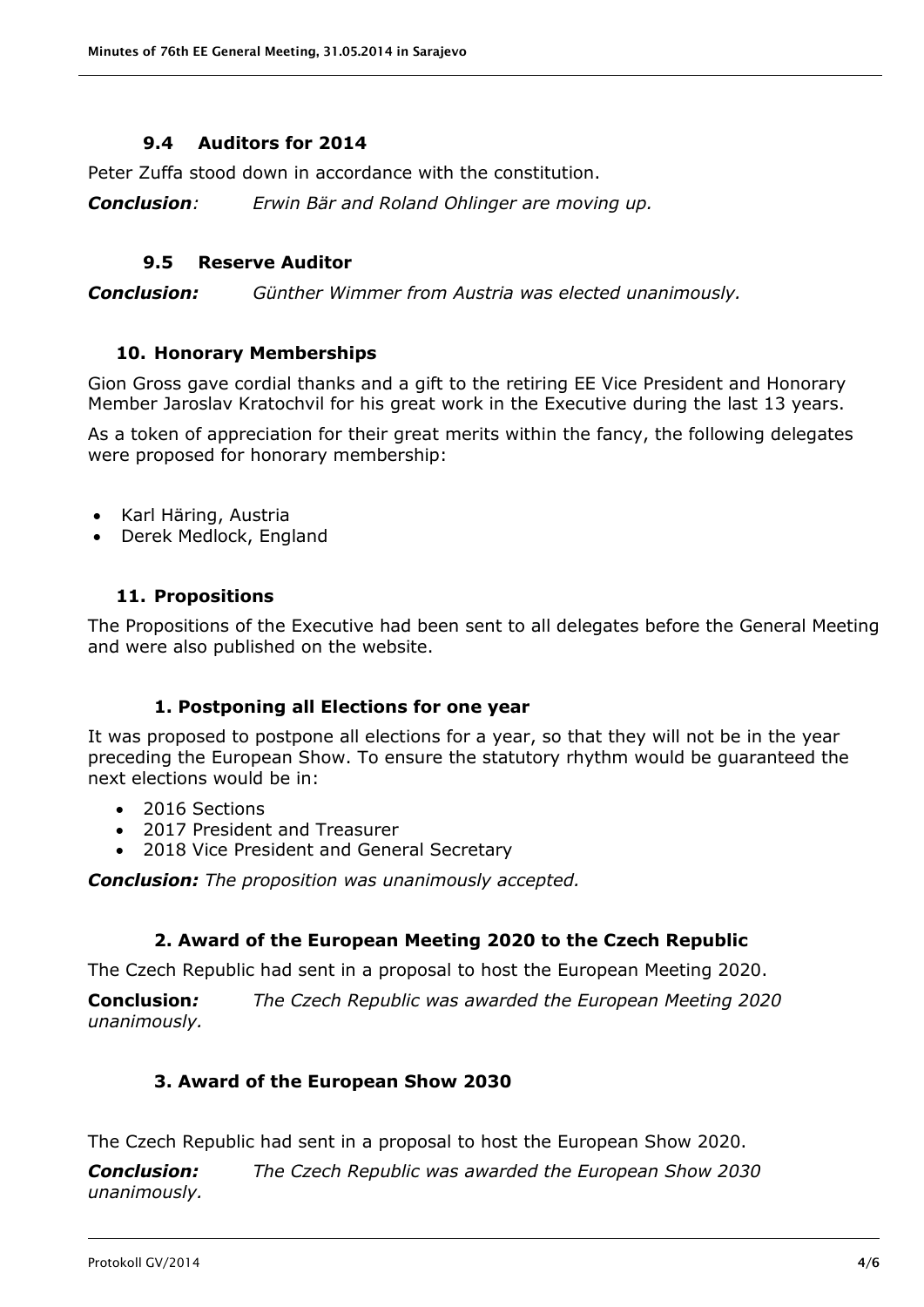### 9.4 Auditors for 2014

Peter Zuffa stood down in accordance with the constitution.

***Conclusion**: Erwin Bär and Roland Ohlinger are moving up.*

### 9.5 Reserve Auditor

***Conclusion:** Günther Wimmer from Austria was elected unanimously.*

## 10. Honorary Memberships

Gion Gross gave cordial thanks and a gift to the retiring EE Vice President and Honorary Member Jaroslav Kratochvil for his great work in the Executive during the last 13 years.

As a token of appreciation for their great merits within the fancy, the following delegates were proposed for honorary membership:

- Karl Häring, Austria
- Derek Medlock, England

## 11. Propositions

The Propositions of the Executive had been sent to all delegates before the General Meeting and were also published on the website.

### 1. Postponing all Elections for one year

It was proposed to postpone all elections for a year, so that they will not be in the year preceding the European Show. To ensure the statutory rhythm would be guaranteed the next elections would be in:

- 2016 Sections
- 2017 President and Treasurer
- 2018 Vice President and General Secretary

***Conclusion:** The proposition was unanimously accepted.*

### 2. Award of the European Meeting 2020 to the Czech Republic

The Czech Republic had sent in a proposal to host the European Meeting 2020.

**Conclusion*:*** *The Czech Republic was awarded the European Meeting 2020 unanimously.*

### 3. Award of the European Show 2030

The Czech Republic had sent in a proposal to host the European Show 2020.

***Conclusion:** The Czech Republic was awarded the European Show 2030 unanimously.*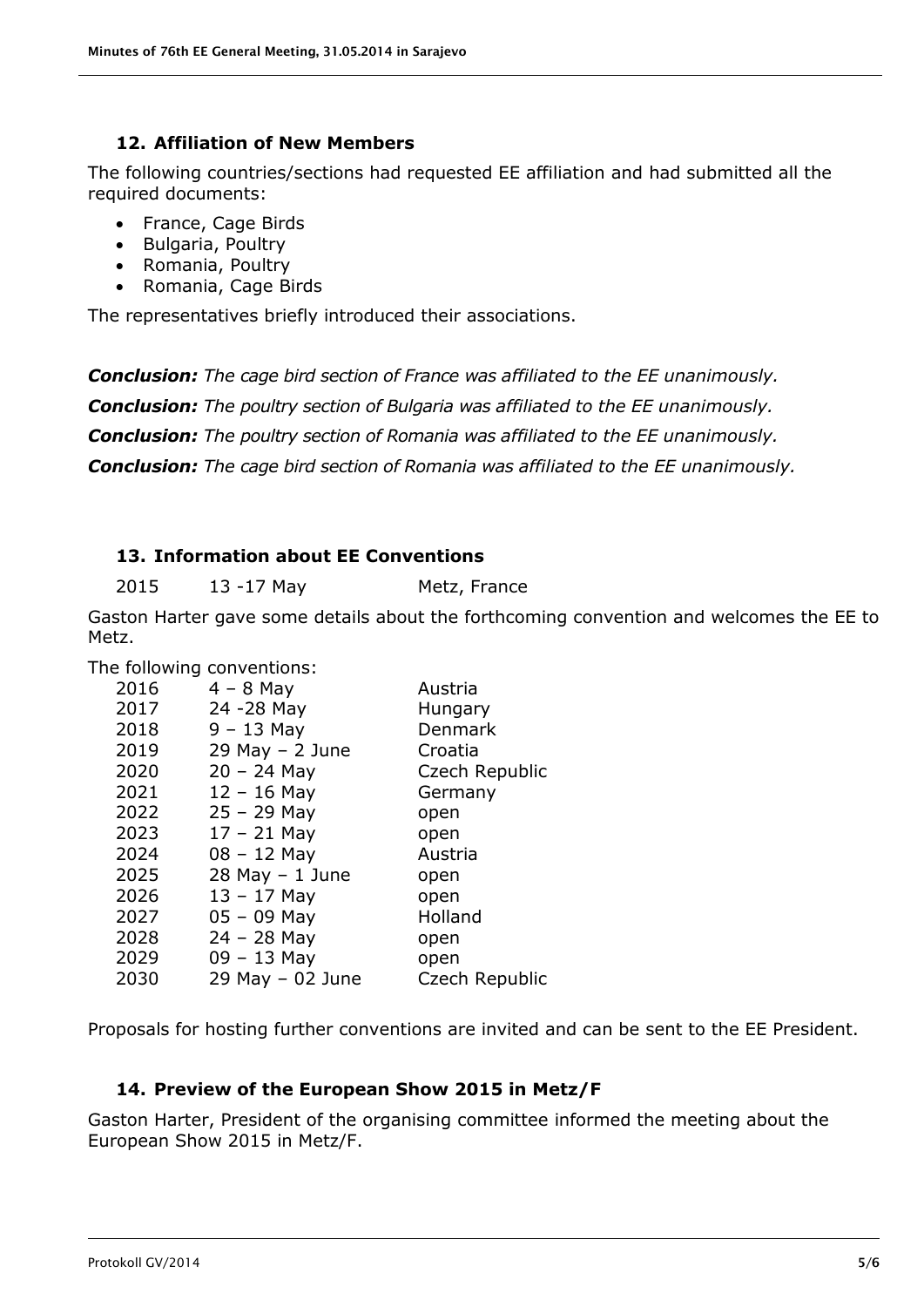### 12. Affiliation of New Members

The following countries/sections had requested EE affiliation and had submitted all the required documents:

- France, Cage Birds
- Bulgaria, Poultry
- Romania, Poultry
- Romania, Cage Birds

The representatives briefly introduced their associations.

***Conclusion:*** *The cage bird section of France was affiliated to the EE unanimously.*

***Conclusion:*** *The poultry section of Bulgaria was affiliated to the EE unanimously.*

***Conclusion:*** *The poultry section of Romania was affiliated to the EE unanimously.*

***Conclusion:*** *The cage bird section of Romania was affiliated to the EE unanimously.*

### 13. Information about EE Conventions

| | | |
|---|---|---|
| 2015 | 13 -17 May | Metz, France |

Gaston Harter gave some details about the forthcoming convention and welcomes the EE to Metz.

The following conventions:

| | | |
|---|---|---|
| 2016 | 4 – 8 May | Austria |
| 2017 | 24 -28 May | Hungary |
| 2018 | 9 – 13 May | Denmark |
| 2019 | 29 May – 2 June | Croatia |
| 2020 | 20 – 24 May | Czech Republic |
| 2021 | 12 – 16 May | Germany |
| 2022 | 25 – 29 May | open |
| 2023 | 17 – 21 May | open |
| 2024 | 08 – 12 May | Austria |
| 2025 | 28 May – 1 June | open |
| 2026 | 13 – 17 May | open |
| 2027 | 05 – 09 May | Holland |
| 2028 | 24 – 28 May | open |
| 2029 | 09 – 13 May | open |
| 2030 | 29 May – 02 June | Czech Republic |

Proposals for hosting further conventions are invited and can be sent to the EE President.

### 14. Preview of the European Show 2015 in Metz/F

Gaston Harter, President of the organising committee informed the meeting about the European Show 2015 in Metz/F.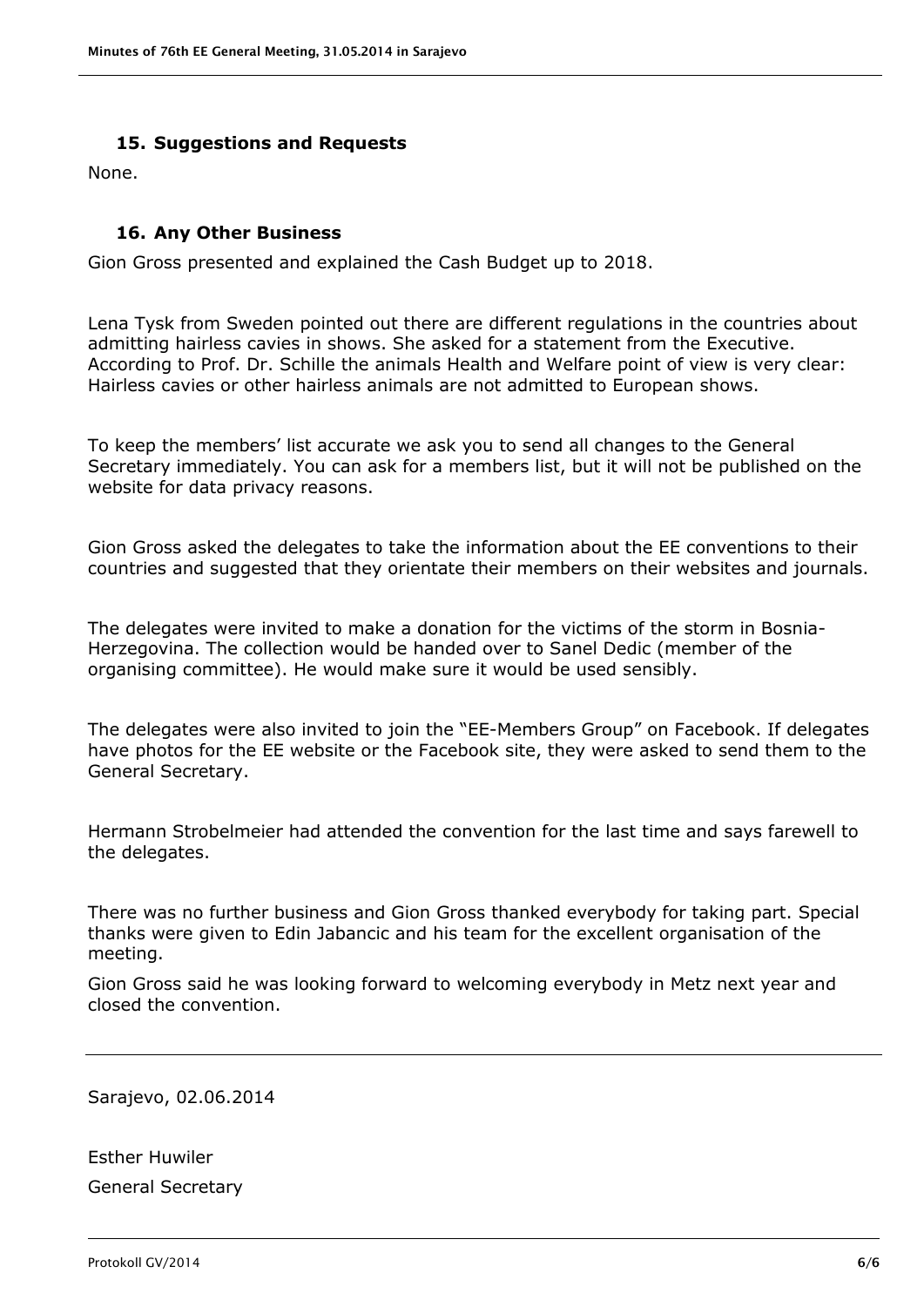### 15. Suggestions and Requests

None.

### 16. Any Other Business

Gion Gross presented and explained the Cash Budget up to 2018.

Lena Tysk from Sweden pointed out there are different regulations in the countries about admitting hairless cavies in shows. She asked for a statement from the Executive. According to Prof. Dr. Schille the animals Health and Welfare point of view is very clear: Hairless cavies or other hairless animals are not admitted to European shows.

To keep the members' list accurate we ask you to send all changes to the General Secretary immediately. You can ask for a members list, but it will not be published on the website for data privacy reasons.

Gion Gross asked the delegates to take the information about the EE conventions to their countries and suggested that they orientate their members on their websites and journals.

The delegates were invited to make a donation for the victims of the storm in Bosnia-Herzegovina. The collection would be handed over to Sanel Dedic (member of the organising committee). He would make sure it would be used sensibly.

The delegates were also invited to join the "EE-Members Group" on Facebook. If delegates have photos for the EE website or the Facebook site, they were asked to send them to the General Secretary.

Hermann Strobelmeier had attended the convention for the last time and says farewell to the delegates.

There was no further business and Gion Gross thanked everybody for taking part. Special thanks were given to Edin Jabancic and his team for the excellent organisation of the meeting.

Gion Gross said he was looking forward to welcoming everybody in Metz next year and closed the convention.

---

Sarajevo, 02.06.2014

Esther Huwiler

General Secretary